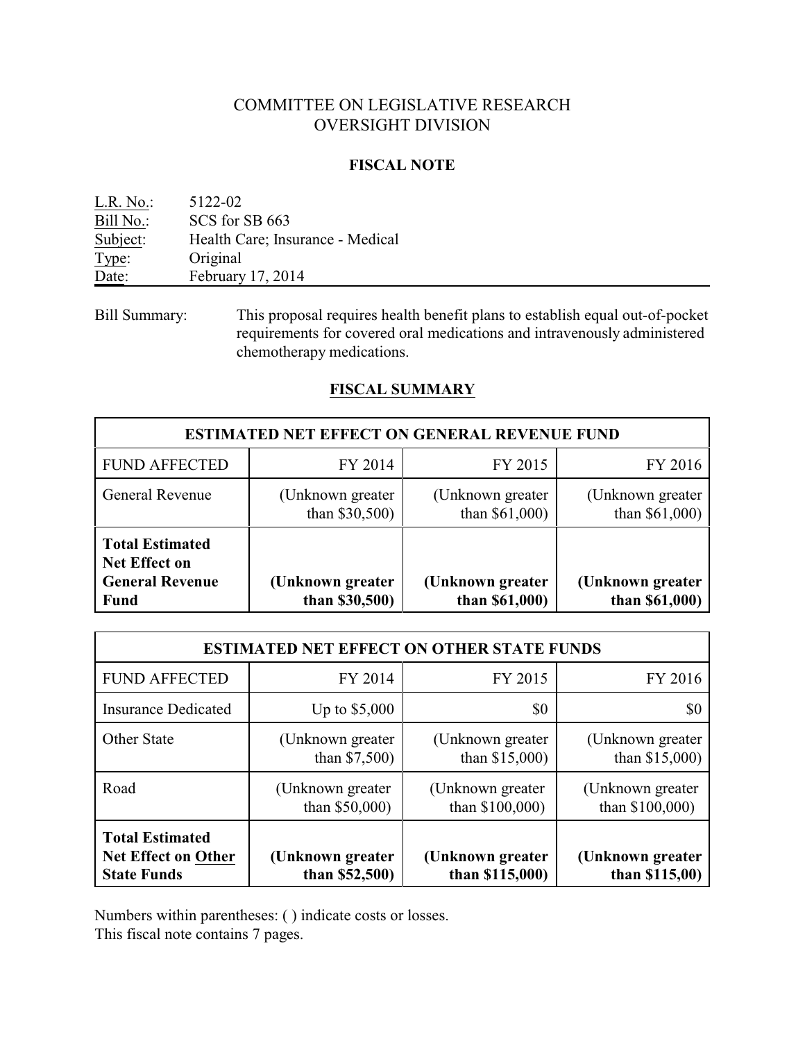# COMMITTEE ON LEGISLATIVE RESEARCH
# OVERSIGHT DIVISION

## FISCAL NOTE

L.R. No.: 5122-02
Bill No.: SCS for SB 663
Subject: Health Care; Insurance - Medical
Type: Original
Date: February 17, 2014

Bill Summary: This proposal requires health benefit plans to establish equal out-of-pocket requirements for covered oral medications and intravenously administered chemotherapy medications.

## FISCAL SUMMARY

| ESTIMATED NET EFFECT ON GENERAL REVENUE FUND | | | |
|---|---|---|---|
| FUND AFFECTED | FY 2014 | FY 2015 | FY 2016 |
| General Revenue | (Unknown greater than $30,500) | (Unknown greater than $61,000) | (Unknown greater than $61,000) |
| **Total Estimated Net Effect on General Revenue Fund** | **(Unknown greater than $30,500)** | **(Unknown greater than $61,000)** | **(Unknown greater than $61,000)** |

| ESTIMATED NET EFFECT ON OTHER STATE FUNDS | | | |
|---|---|---|---|
| FUND AFFECTED | FY 2014 | FY 2015 | FY 2016 |
| Insurance Dedicated | Up to $5,000 | $0 | $0 |
| Other State | (Unknown greater than $7,500) | (Unknown greater than $15,000) | (Unknown greater than $15,000) |
| Road | (Unknown greater than $50,000) | (Unknown greater than $100,000) | (Unknown greater than $100,000) |
| **Total Estimated Net Effect on Other State Funds** | **(Unknown greater than $52,500)** | **(Unknown greater than $115,000)** | **(Unknown greater than $115,00)** |

Numbers within parentheses: ( ) indicate costs or losses.
This fiscal note contains 7 pages.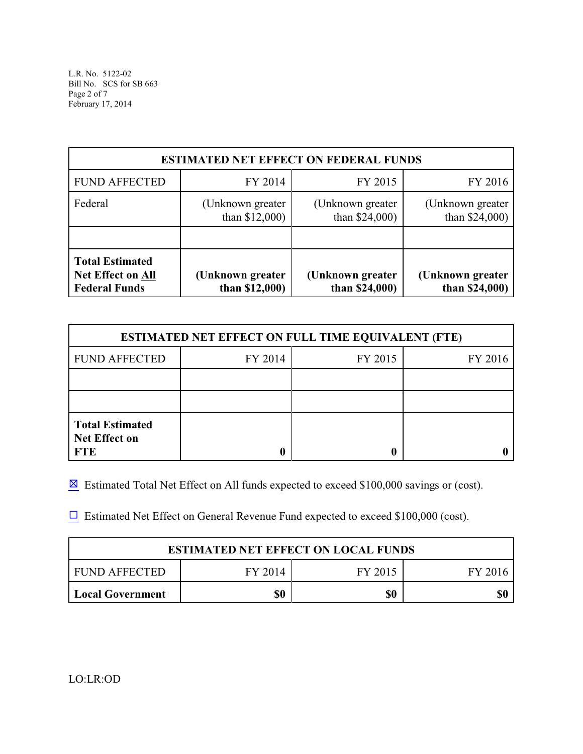| ESTIMATED NET EFFECT ON FEDERAL FUNDS | | | |
|---|---|---|---|
| FUND AFFECTED | FY 2014 | FY 2015 | FY 2016 |
| Federal | (Unknown greater than $12,000) | (Unknown greater than $24,000) | (Unknown greater than $24,000) |
| | | | |
| **Total Estimated Net Effect on All Federal Funds** | **(Unknown greater than $12,000)** | **(Unknown greater than $24,000)** | **(Unknown greater than $24,000)** |

| ESTIMATED NET EFFECT ON FULL TIME EQUIVALENT (FTE) | | | |
|---|---|---|---|
| FUND AFFECTED | FY 2014 | FY 2015 | FY 2016 |
| | | | |
| | | | |
| **Total Estimated Net Effect on FTE** | **0** | **0** | **0** |

☒ Estimated Total Net Effect on All funds expected to exceed $100,000 savings or (cost).

☐ Estimated Net Effect on General Revenue Fund expected to exceed $100,000 (cost).

| ESTIMATED NET EFFECT ON LOCAL FUNDS | | | |
|---|---|---|---|
| FUND AFFECTED | FY 2014 | FY 2015 | FY 2016 |
| **Local Government** | **$0** | **$0** | **$0** |

LO:LR:OD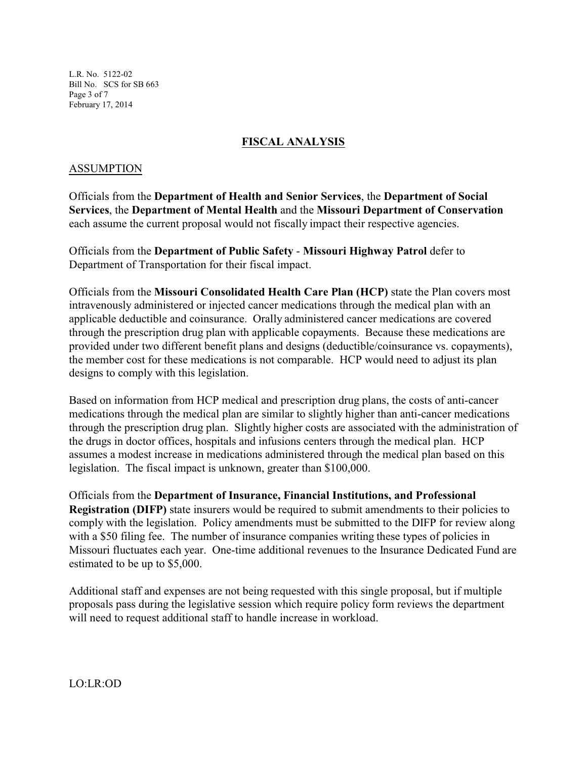## FISCAL ANALYSIS

### ASSUMPTION

Officials from the **Department of Health and Senior Services**, the **Department of Social Services**, the **Department of Mental Health** and the **Missouri Department of Conservation** each assume the current proposal would not fiscally impact their respective agencies.

Officials from the **Department of Public Safety** - **Missouri Highway Patrol** defer to Department of Transportation for their fiscal impact.

Officials from the **Missouri Consolidated Health Care Plan (HCP)** state the Plan covers most intravenously administered or injected cancer medications through the medical plan with an applicable deductible and coinsurance. Orally administered cancer medications are covered through the prescription drug plan with applicable copayments. Because these medications are provided under two different benefit plans and designs (deductible/coinsurance vs. copayments), the member cost for these medications is not comparable. HCP would need to adjust its plan designs to comply with this legislation.

Based on information from HCP medical and prescription drug plans, the costs of anti-cancer medications through the medical plan are similar to slightly higher than anti-cancer medications through the prescription drug plan. Slightly higher costs are associated with the administration of the drugs in doctor offices, hospitals and infusions centers through the medical plan. HCP assumes a modest increase in medications administered through the medical plan based on this legislation. The fiscal impact is unknown, greater than $100,000.

Officials from the **Department of Insurance, Financial Institutions, and Professional Registration (DIFP)** state insurers would be required to submit amendments to their policies to comply with the legislation. Policy amendments must be submitted to the DIFP for review along with a $50 filing fee. The number of insurance companies writing these types of policies in Missouri fluctuates each year. One-time additional revenues to the Insurance Dedicated Fund are estimated to be up to $5,000.

Additional staff and expenses are not being requested with this single proposal, but if multiple proposals pass during the legislative session which require policy form reviews the department will need to request additional staff to handle increase in workload.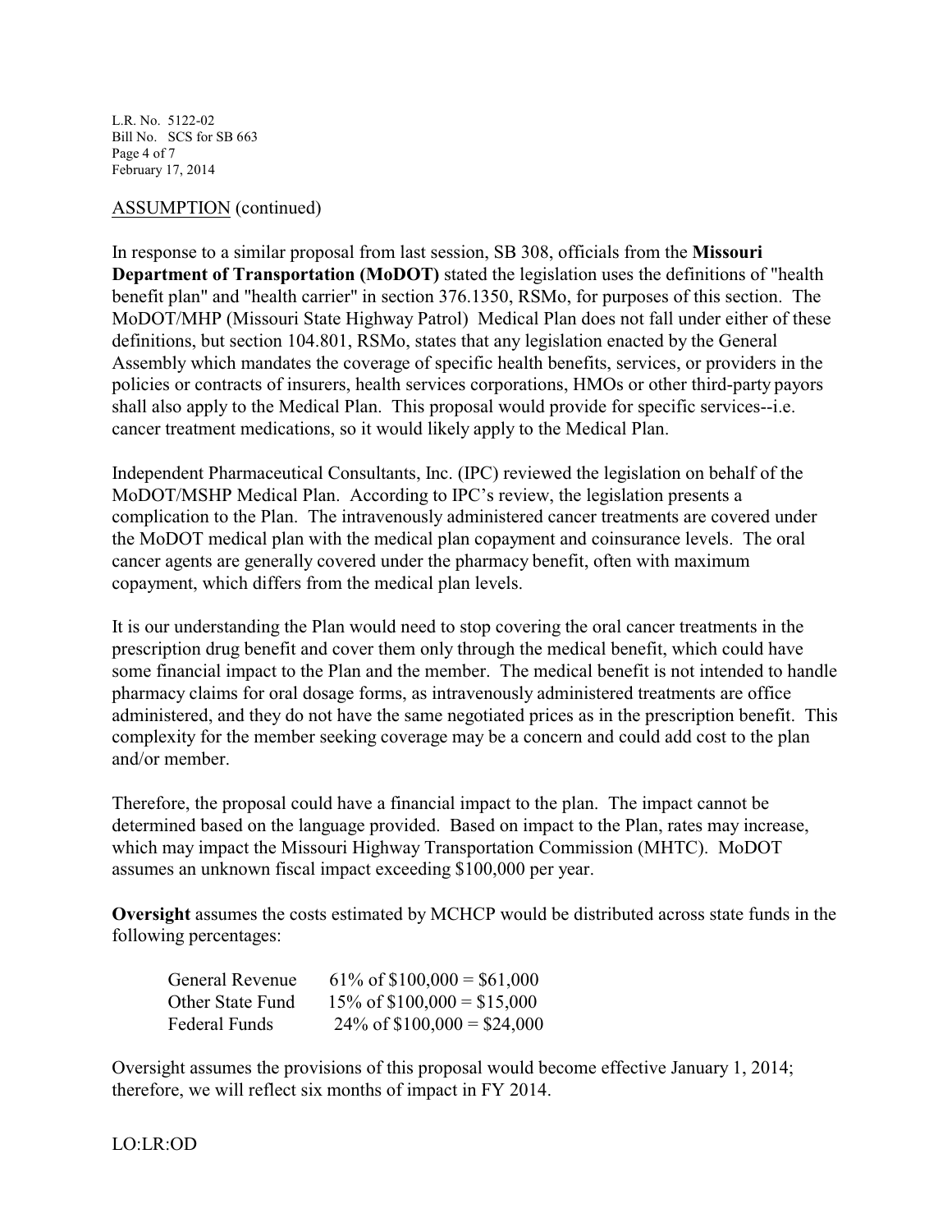ASSUMPTION (continued)

In response to a similar proposal from last session, SB 308, officials from the **Missouri Department of Transportation (MoDOT)** stated the legislation uses the definitions of "health benefit plan" and "health carrier" in section 376.1350, RSMo, for purposes of this section. The MoDOT/MHP (Missouri State Highway Patrol) Medical Plan does not fall under either of these definitions, but section 104.801, RSMo, states that any legislation enacted by the General Assembly which mandates the coverage of specific health benefits, services, or providers in the policies or contracts of insurers, health services corporations, HMOs or other third-party payors shall also apply to the Medical Plan. This proposal would provide for specific services--i.e. cancer treatment medications, so it would likely apply to the Medical Plan.

Independent Pharmaceutical Consultants, Inc. (IPC) reviewed the legislation on behalf of the MoDOT/MSHP Medical Plan. According to IPC's review, the legislation presents a complication to the Plan. The intravenously administered cancer treatments are covered under the MoDOT medical plan with the medical plan copayment and coinsurance levels. The oral cancer agents are generally covered under the pharmacy benefit, often with maximum copayment, which differs from the medical plan levels.

It is our understanding the Plan would need to stop covering the oral cancer treatments in the prescription drug benefit and cover them only through the medical benefit, which could have some financial impact to the Plan and the member. The medical benefit is not intended to handle pharmacy claims for oral dosage forms, as intravenously administered treatments are office administered, and they do not have the same negotiated prices as in the prescription benefit. This complexity for the member seeking coverage may be a concern and could add cost to the plan and/or member.

Therefore, the proposal could have a financial impact to the plan. The impact cannot be determined based on the language provided. Based on impact to the Plan, rates may increase, which may impact the Missouri Highway Transportation Commission (MHTC). MoDOT assumes an unknown fiscal impact exceeding $100,000 per year.

**Oversight** assumes the costs estimated by MCHCP would be distributed across state funds in the following percentages:

| | |
|---|---|
| General Revenue | 61% of $100,000 = $61,000 |
| Other State Fund | 15% of $100,000 = $15,000 |
| Federal Funds | 24% of $100,000 = $24,000 |

Oversight assumes the provisions of this proposal would become effective January 1, 2014; therefore, we will reflect six months of impact in FY 2014.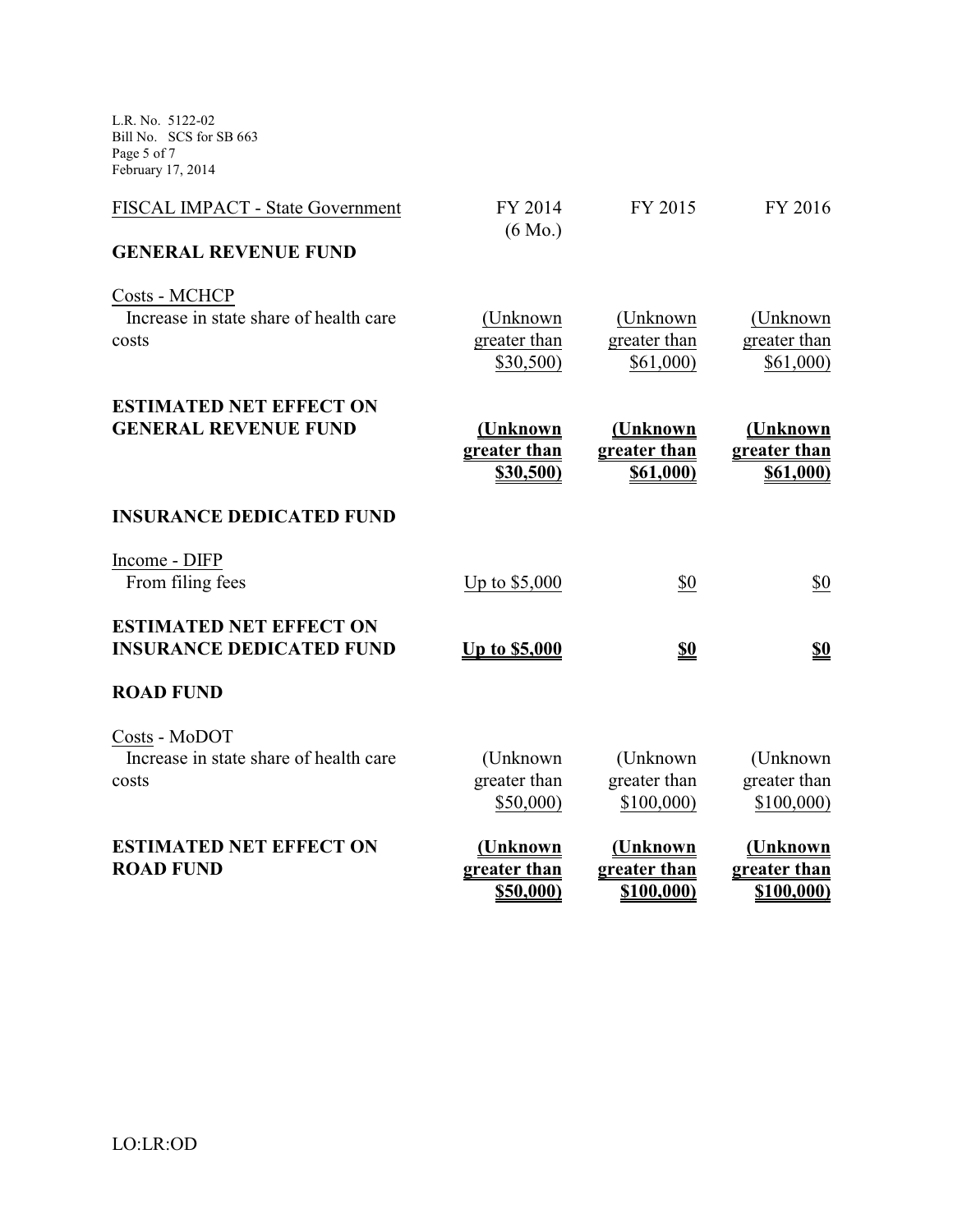| FISCAL IMPACT - State Government | FY 2014 (6 Mo.) | FY 2015 | FY 2016 |
|---|---|---|---|
| **GENERAL REVENUE FUND** | | | |
| Costs - MCHCP | | | |
| Increase in state share of health care costs | (Unknown greater than $30,500) | (Unknown greater than $61,000) | (Unknown greater than $61,000) |
| **ESTIMATED NET EFFECT ON GENERAL REVENUE FUND** | **(Unknown greater than $30,500)** | **(Unknown greater than $61,000)** | **(Unknown greater than $61,000)** |
| **INSURANCE DEDICATED FUND** | | | |
| Income - DIFP | | | |
| From filing fees | Up to $5,000 | $0 | $0 |
| **ESTIMATED NET EFFECT ON INSURANCE DEDICATED FUND** | **Up to $5,000** | **$0** | **$0** |
| **ROAD FUND** | | | |
| Costs - MoDOT | | | |
| Increase in state share of health care costs | (Unknown greater than $50,000) | (Unknown greater than $100,000) | (Unknown greater than $100,000) |
| **ESTIMATED NET EFFECT ON ROAD FUND** | **(Unknown greater than $50,000)** | **(Unknown greater than $100,000)** | **(Unknown greater than $100,000)** |

LO:LR:OD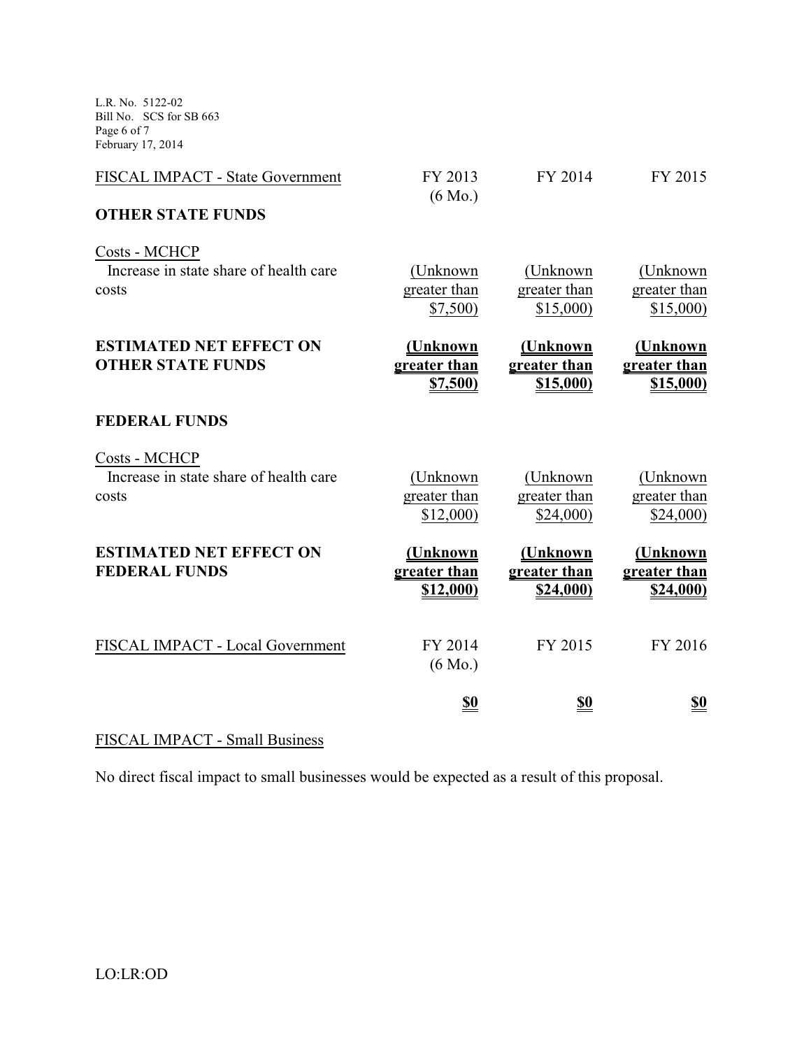| FISCAL IMPACT - State Government | FY 2013 (6 Mo.) | FY 2014 | FY 2015 |
|---|---|---|---|
| **OTHER STATE FUNDS** | | | |
| Costs - MCHCP | | | |
| Increase in state share of health care costs | (Unknown greater than $7,500) | (Unknown greater than $15,000) | (Unknown greater than $15,000) |
| **ESTIMATED NET EFFECT ON OTHER STATE FUNDS** | **(Unknown greater than $7,500)** | **(Unknown greater than $15,000)** | **(Unknown greater than $15,000)** |
| **FEDERAL FUNDS** | | | |
| Costs - MCHCP | | | |
| Increase in state share of health care costs | (Unknown greater than $12,000) | (Unknown greater than $24,000) | (Unknown greater than $24,000) |
| **ESTIMATED NET EFFECT ON FEDERAL FUNDS** | **(Unknown greater than $12,000)** | **(Unknown greater than $24,000)** | **(Unknown greater than $24,000)** |

| FISCAL IMPACT - Local Government | FY 2014 (6 Mo.) | FY 2015 | FY 2016 |
|---|---|---|---|
| | **$0** | **$0** | **$0** |

FISCAL IMPACT - Small Business

No direct fiscal impact to small businesses would be expected as a result of this proposal.

LO:LR:OD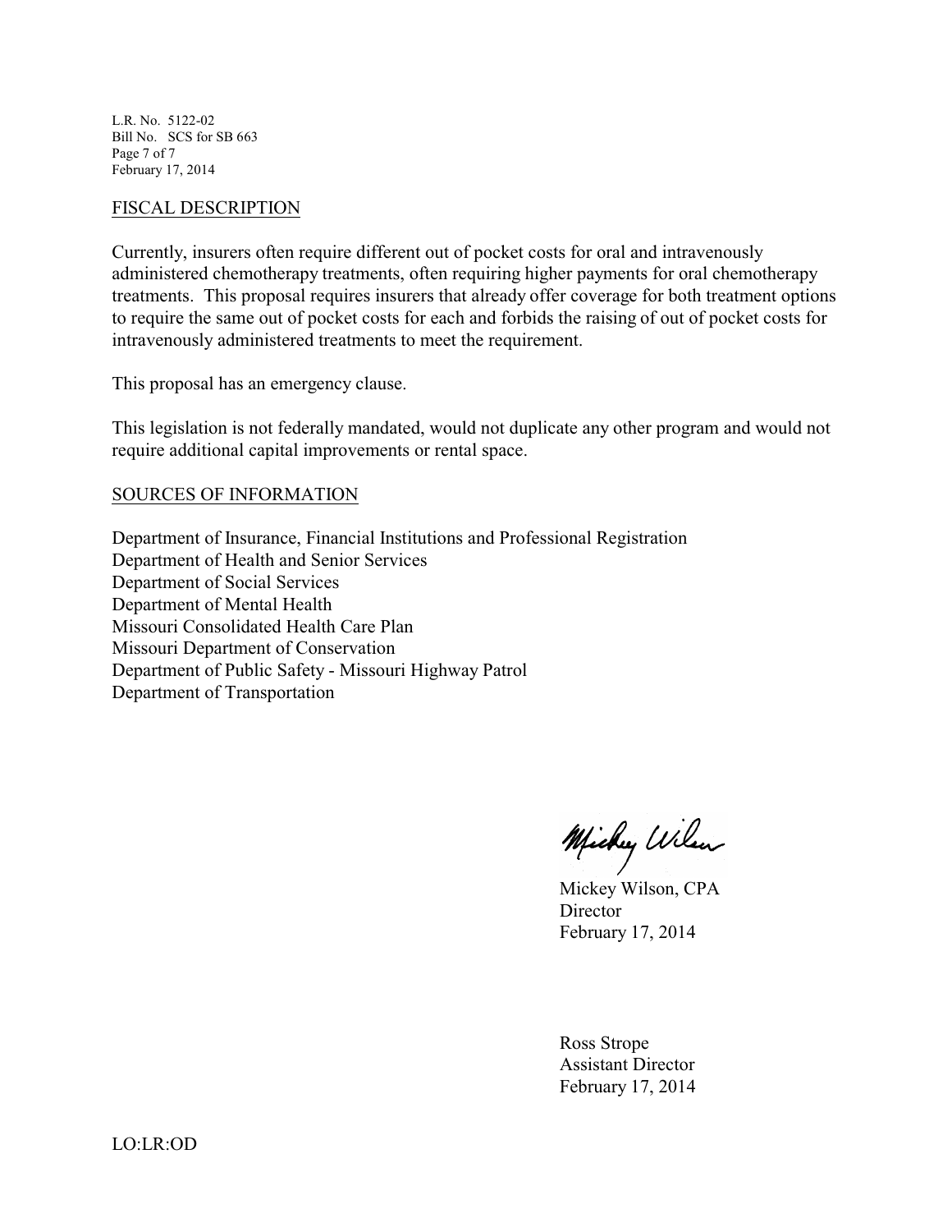## FISCAL DESCRIPTION

Currently, insurers often require different out of pocket costs for oral and intravenously administered chemotherapy treatments, often requiring higher payments for oral chemotherapy treatments. This proposal requires insurers that already offer coverage for both treatment options to require the same out of pocket costs for each and forbids the raising of out of pocket costs for intravenously administered treatments to meet the requirement.

This proposal has an emergency clause.

This legislation is not federally mandated, would not duplicate any other program and would not require additional capital improvements or rental space.

## SOURCES OF INFORMATION

Department of Insurance, Financial Institutions and Professional Registration
Department of Health and Senior Services
Department of Social Services
Department of Mental Health
Missouri Consolidated Health Care Plan
Missouri Department of Conservation
Department of Public Safety - Missouri Highway Patrol
Department of Transportation

Mickey Wilson, CPA
Director
February 17, 2014

Ross Strope
Assistant Director
February 17, 2014

LO:LR:OD